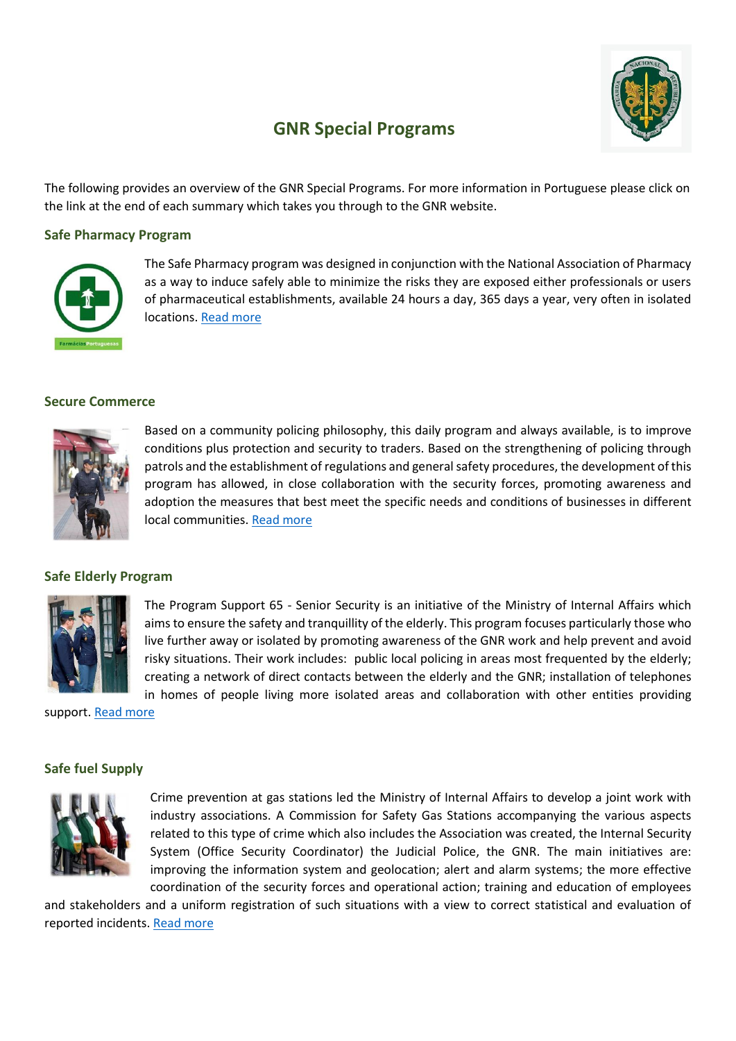# GNR Special Programs

The following provides an overview of the GNR Special Programs. For more information in Portuguese please click on the link at the end of each summary which takes you through to the GNR website.

## Safe Pharmacy Program

The Safe Pharmacy program was designed in conjunction with the National Association of Pharmacy as a way to induce safely able to minimize the risks they are exposed either professionals or users of pharmaceutical establishments, available 24 hours a day, 365 days a year, very often in isolated locations. Read more

## Secure Commerce

Based on a community policing philosophy, this daily program and always available, is to improve conditions plus protection and security to traders. Based on the strengthening of policing through patrols and the establishment of regulations and general safety procedures, the development of this program has allowed, in close collaboration with the security forces, promoting awareness and adoption the measures that best meet the specific needs and conditions of businesses in different local communities. Read more

## Safe Elderly Program

The Program Support 65 - Senior Security is an initiative of the Ministry of Internal Affairs which aims to ensure the safety and tranquillity of the elderly. This program focuses particularly those who live further away or isolated by promoting awareness of the GNR work and help prevent and avoid risky situations. Their work includes: public local policing in areas most frequented by the elderly; creating a network of direct contacts between the elderly and the GNR; installation of telephones in homes of people living more isolated areas and collaboration with other entities providing support. Read more

## Safe fuel Supply

Crime prevention at gas stations led the Ministry of Internal Affairs to develop a joint work with industry associations. A Commission for Safety Gas Stations accompanying the various aspects related to this type of crime which also includes the Association was created, the Internal Security System (Office Security Coordinator) the Judicial Police, the GNR. The main initiatives are: improving the information system and geolocation; alert and alarm systems; the more effective coordination of the security forces and operational action; training and education of employees and stakeholders and a uniform registration of such situations with a view to correct statistical and evaluation of reported incidents. Read more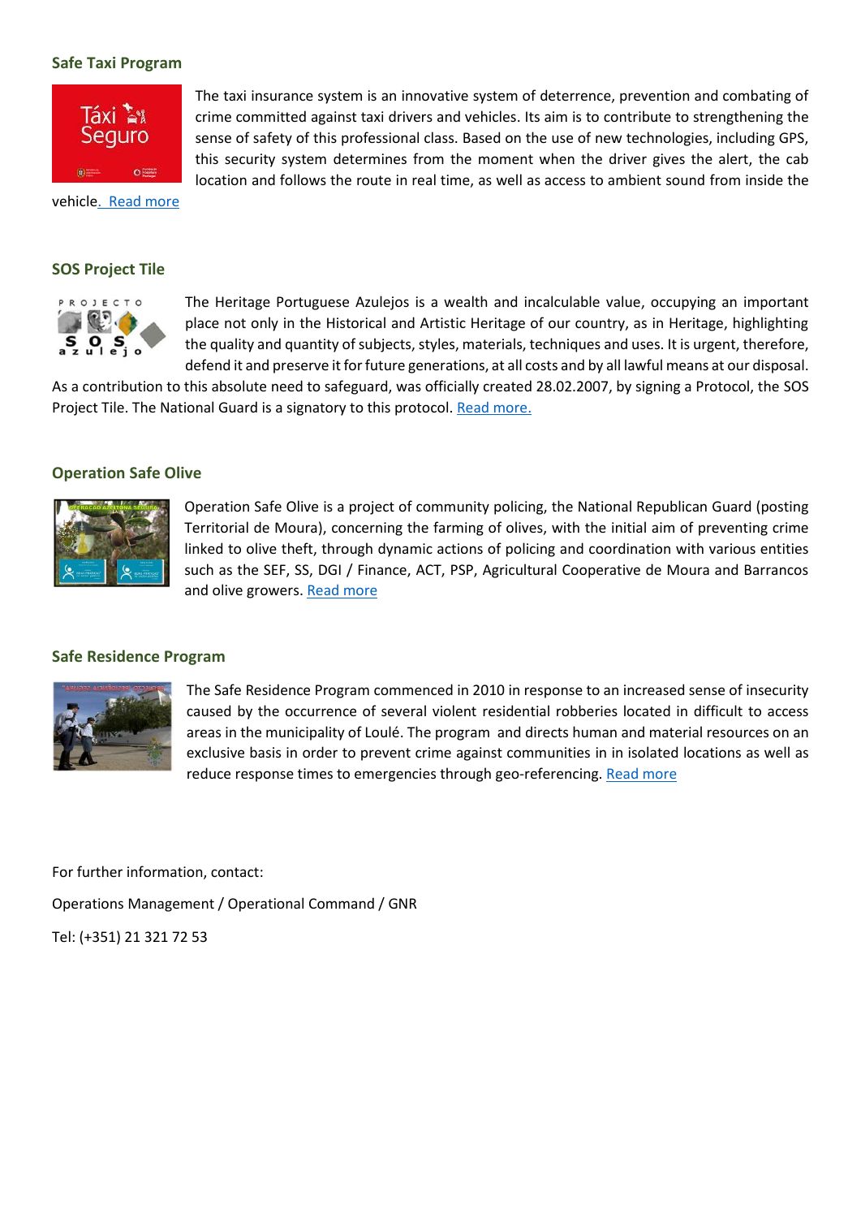### Safe Taxi Program

The taxi insurance system is an innovative system of deterrence, prevention and combating of crime committed against taxi drivers and vehicles. Its aim is to contribute to strengthening the sense of safety of this professional class. Based on the use of new technologies, including GPS, this security system determines from the moment when the driver gives the alert, the cab location and follows the route in real time, as well as access to ambient sound from inside the vehicle. Read more

### SOS Project Tile

The Heritage Portuguese Azulejos is a wealth and incalculable value, occupying an important place not only in the Historical and Artistic Heritage of our country, as in Heritage, highlighting the quality and quantity of subjects, styles, materials, techniques and uses. It is urgent, therefore, defend it and preserve it for future generations, at all costs and by all lawful means at our disposal. As a contribution to this absolute need to safeguard, was officially created 28.02.2007, by signing a Protocol, the SOS Project Tile. The National Guard is a signatory to this protocol. Read more.

### Operation Safe Olive

Operation Safe Olive is a project of community policing, the National Republican Guard (posting Territorial de Moura), concerning the farming of olives, with the initial aim of preventing crime linked to olive theft, through dynamic actions of policing and coordination with various entities such as the SEF, SS, DGI / Finance, ACT, PSP, Agricultural Cooperative de Moura and Barrancos and olive growers. Read more

### Safe Residence Program

The Safe Residence Program commenced in 2010 in response to an increased sense of insecurity caused by the occurrence of several violent residential robberies located in difficult to access areas in the municipality of Loulé. The program and directs human and material resources on an exclusive basis in order to prevent crime against communities in in isolated locations as well as reduce response times to emergencies through geo-referencing. Read more

For further information, contact:

Operations Management / Operational Command / GNR

Tel: (+351) 21 321 72 53